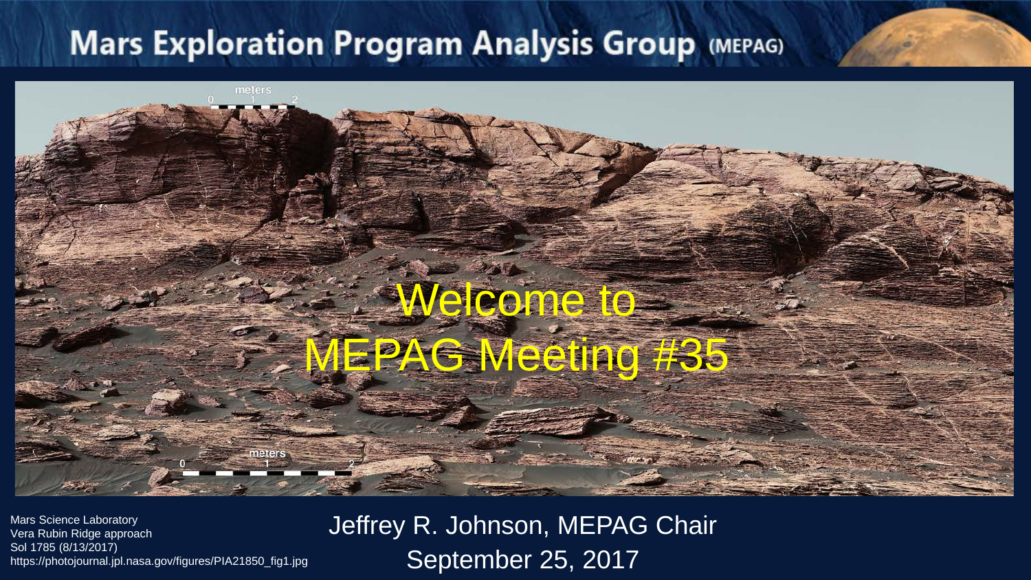# Mars Exploration Program Analysis Group (MEPAG)

## Welcome to MEPAG Meeting #35

Jeffrey R. Johnson, MEPAG Chair

September 25, 2017

Mars Science Laboratory
Vera Rubin Ridge approach
Sol 1785 (8/13/2017)
https://photojournal.jpl.nasa.gov/figures/PIA21850_fig1.jpg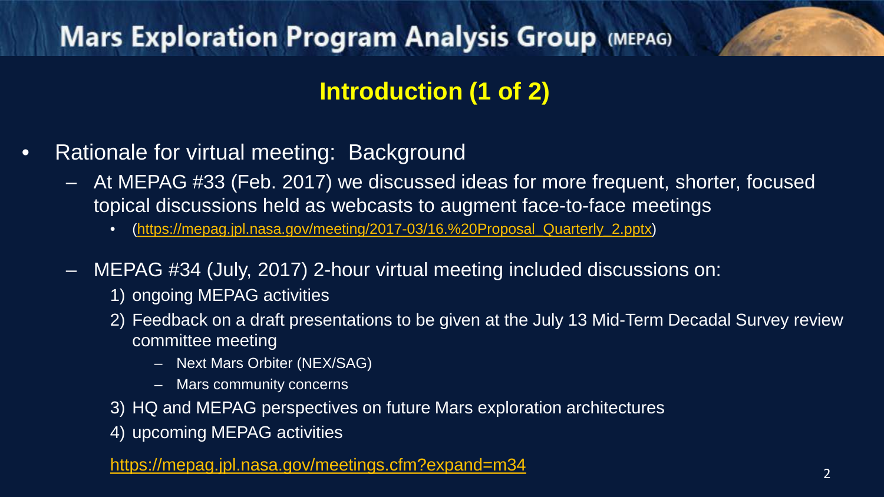## Introduction (1 of 2)

- Rationale for virtual meeting: Background
  - At MEPAG #33 (Feb. 2017) we discussed ideas for more frequent, shorter, focused topical discussions held as webcasts to augment face-to-face meetings
    - (https://mepag.jpl.nasa.gov/meeting/2017-03/16.%20Proposal_Quarterly_2.pptx)
  - MEPAG #34 (July, 2017) 2-hour virtual meeting included discussions on:
    1) ongoing MEPAG activities
    2) Feedback on a draft presentations to be given at the July 13 Mid-Term Decadal Survey review committee meeting
       - Next Mars Orbiter (NEX/SAG)
       - Mars community concerns
    3) HQ and MEPAG perspectives on future Mars exploration architectures
    4) upcoming MEPAG activities

    https://mepag.jpl.nasa.gov/meetings.cfm?expand=m34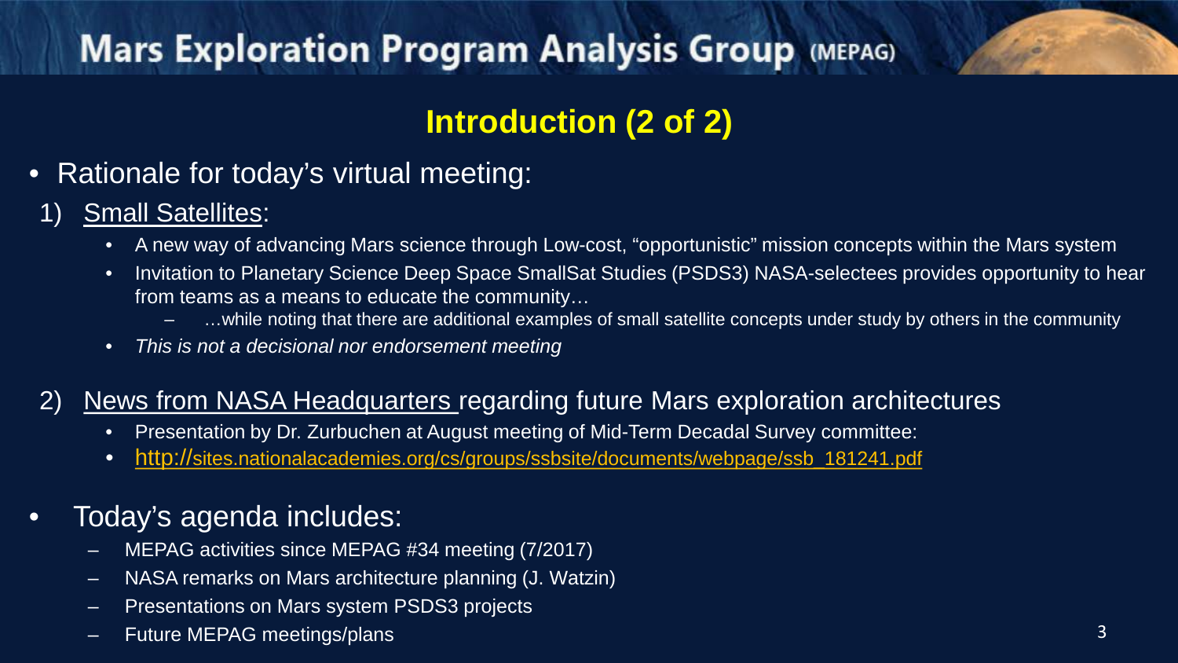## Introduction (2 of 2)

- Rationale for today's virtual meeting:

1) Small Satellites:
   - A new way of advancing Mars science through Low-cost, "opportunistic" mission concepts within the Mars system
   - Invitation to Planetary Science Deep Space SmallSat Studies (PSDS3) NASA-selectees provides opportunity to hear from teams as a means to educate the community…
     - …while noting that there are additional examples of small satellite concepts under study by others in the community
   - *This is not a decisional nor endorsement meeting*

2) News from NASA Headquarters regarding future Mars exploration architectures
   - Presentation by Dr. Zurbuchen at August meeting of Mid-Term Decadal Survey committee:
   - http://sites.nationalacademies.org/cs/groups/ssbsite/documents/webpage/ssb_181241.pdf

- Today's agenda includes:
  - MEPAG activities since MEPAG #34 meeting (7/2017)
  - NASA remarks on Mars architecture planning (J. Watzin)
  - Presentations on Mars system PSDS3 projects
  - Future MEPAG meetings/plans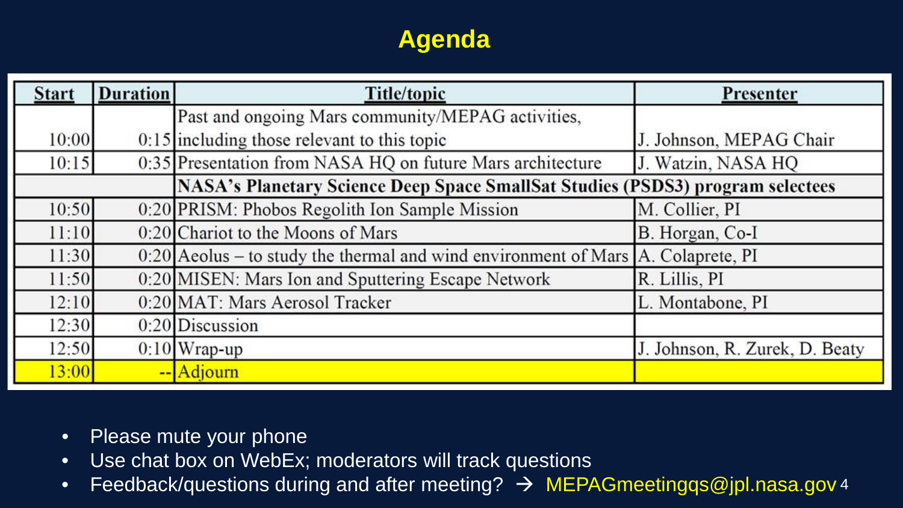# Agenda

| Start | Duration | Title/topic | Presenter |
|---|---|---|---|
| 10:00 | 0:15 | Past and ongoing Mars community/MEPAG activities, including those relevant to this topic | J. Johnson, MEPAG Chair |
| 10:15 | 0:35 | Presentation from NASA HQ on future Mars architecture | J. Watzin, NASA HQ |
| | | **NASA's Planetary Science Deep Space SmallSat Studies (PSDS3) program selectees** | |
| 10:50 | 0:20 | PRISM: Phobos Regolith Ion Sample Mission | M. Collier, PI |
| 11:10 | 0:20 | Chariot to the Moons of Mars | B. Horgan, Co-I |
| 11:30 | 0:20 | Aeolus – to study the thermal and wind environment of Mars | A. Colaprete, PI |
| 11:50 | 0:20 | MISEN: Mars Ion and Sputtering Escape Network | R. Lillis, PI |
| 12:10 | 0:20 | MAT: Mars Aerosol Tracker | L. Montabone, PI |
| 12:30 | 0:20 | Discussion | |
| 12:50 | 0:10 | Wrap-up | J. Johnson, R. Zurek, D. Beaty |
| 13:00 | -- | Adjourn | |

- Please mute your phone
- Use chat box on WebEx; moderators will track questions
- Feedback/questions during and after meeting? → MEPAGmeetingqs@jpl.nasa.gov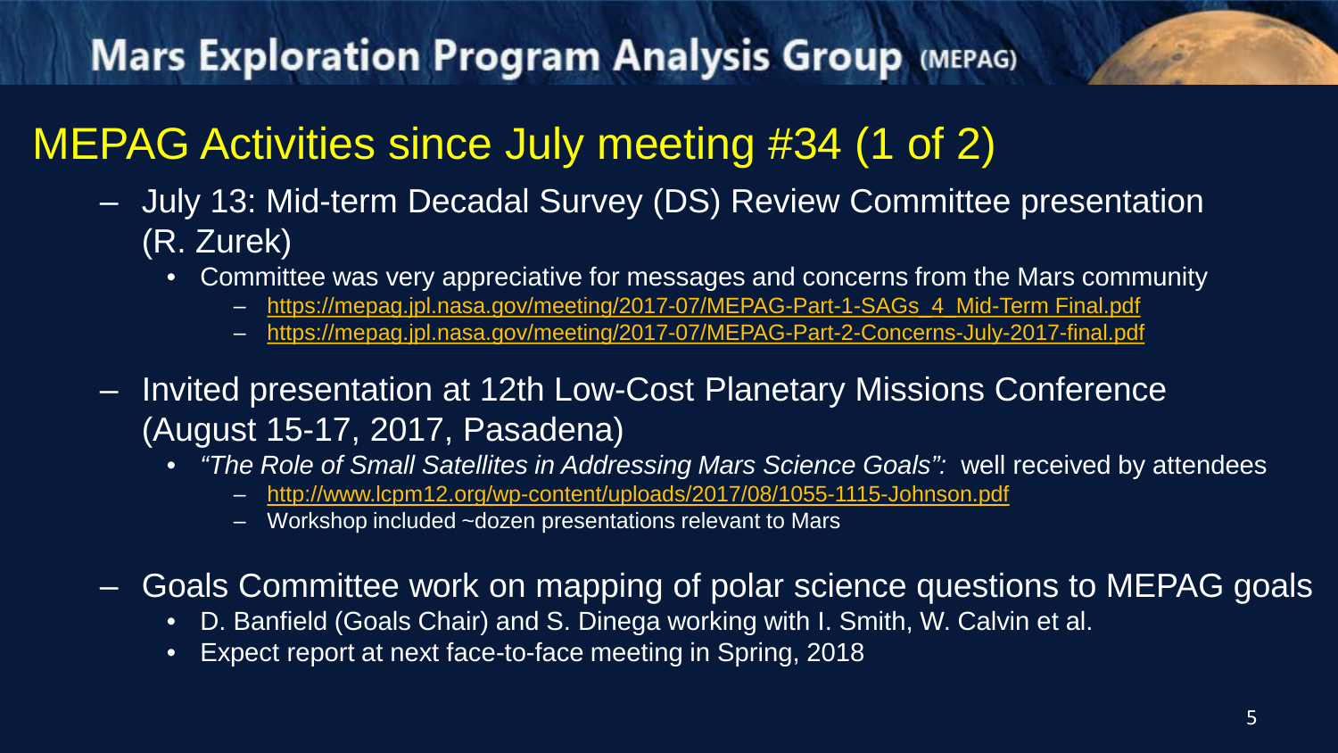# Mars Exploration Program Analysis Group (MEPAG)

## MEPAG Activities since July meeting #34 (1 of 2)

- July 13: Mid-term Decadal Survey (DS) Review Committee presentation (R. Zurek)
  - Committee was very appreciative for messages and concerns from the Mars community
    - https://mepag.jpl.nasa.gov/meeting/2017-07/MEPAG-Part-1-SAGs_4_Mid-Term Final.pdf
    - https://mepag.jpl.nasa.gov/meeting/2017-07/MEPAG-Part-2-Concerns-July-2017-final.pdf
- Invited presentation at 12th Low-Cost Planetary Missions Conference (August 15-17, 2017, Pasadena)
  - *"The Role of Small Satellites in Addressing Mars Science Goals":* well received by attendees
    - http://www.lcpm12.org/wp-content/uploads/2017/08/1055-1115-Johnson.pdf
    - Workshop included ~dozen presentations relevant to Mars
- Goals Committee work on mapping of polar science questions to MEPAG goals
  - D. Banfield (Goals Chair) and S. Dinega working with I. Smith, W. Calvin et al.
  - Expect report at next face-to-face meeting in Spring, 2018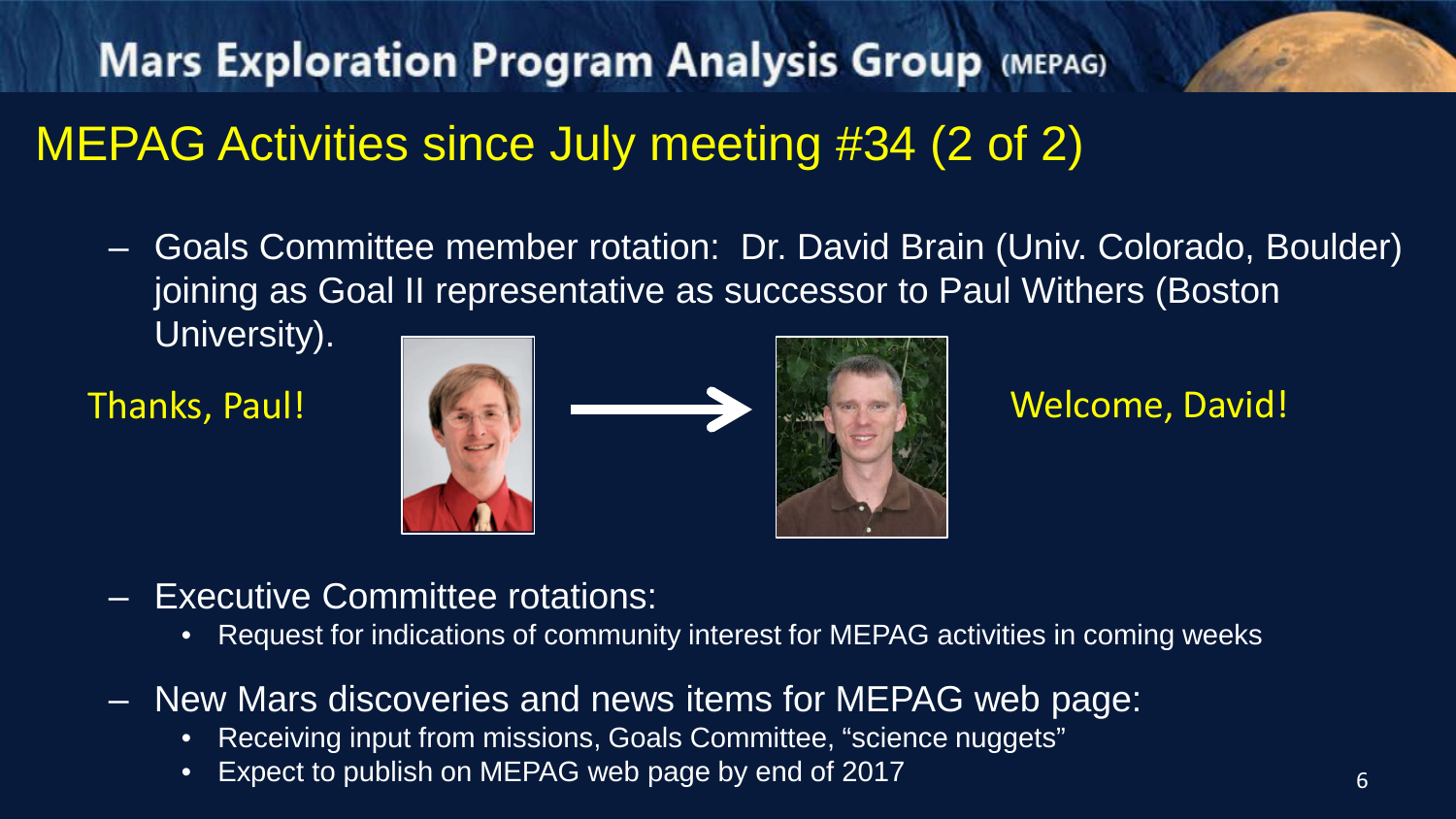## MEPAG Activities since July meeting #34 (2 of 2)

- Goals Committee member rotation: Dr. David Brain (Univ. Colorado, Boulder) joining as Goal II representative as successor to Paul Withers (Boston University).

Thanks, Paul!

Welcome, David!

- Executive Committee rotations:
  - Request for indications of community interest for MEPAG activities in coming weeks
- New Mars discoveries and news items for MEPAG web page:
  - Receiving input from missions, Goals Committee, "science nuggets"
  - Expect to publish on MEPAG web page by end of 2017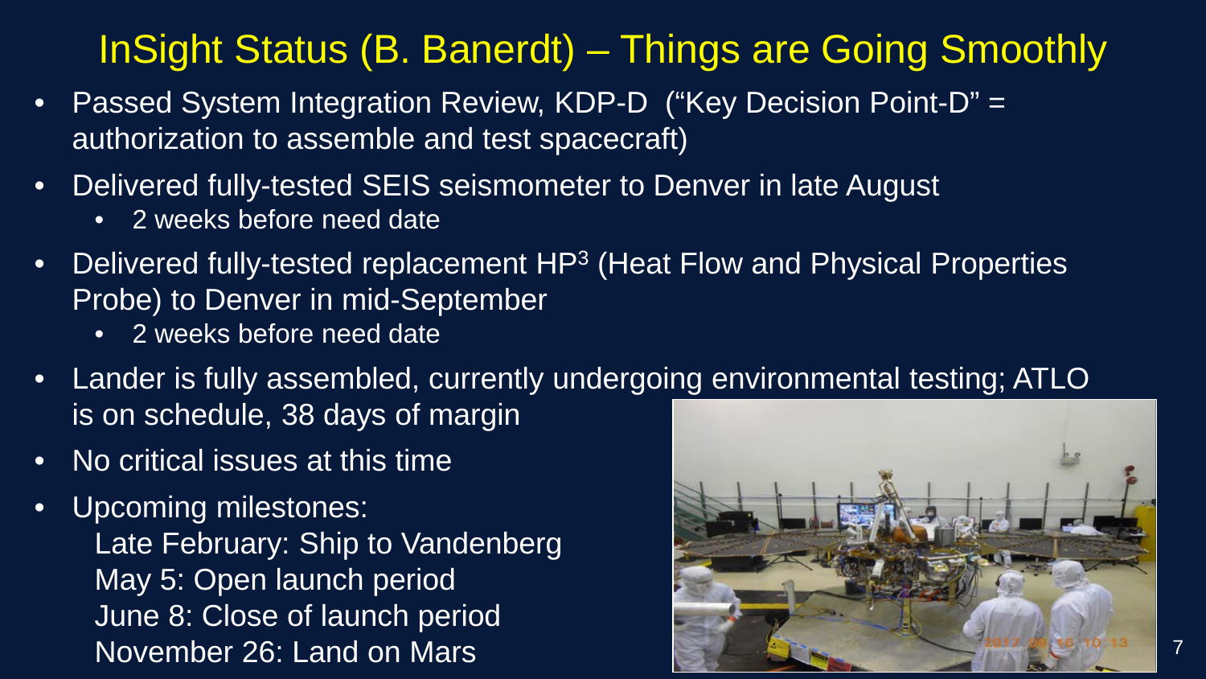# InSight Status (B. Banerdt) – Things are Going Smoothly

- Passed System Integration Review, KDP-D ("Key Decision Point-D" = authorization to assemble and test spacecraft)
- Delivered fully-tested SEIS seismometer to Denver in late August
  - 2 weeks before need date
- Delivered fully-tested replacement $HP^3$ (Heat Flow and Physical Properties Probe) to Denver in mid-September
  - 2 weeks before need date
- Lander is fully assembled, currently undergoing environmental testing; ATLO is on schedule, 38 days of margin
- No critical issues at this time
- Upcoming milestones:
  Late February: Ship to Vandenberg
  May 5: Open launch period
  June 8: Close of launch period
  November 26: Land on Mars